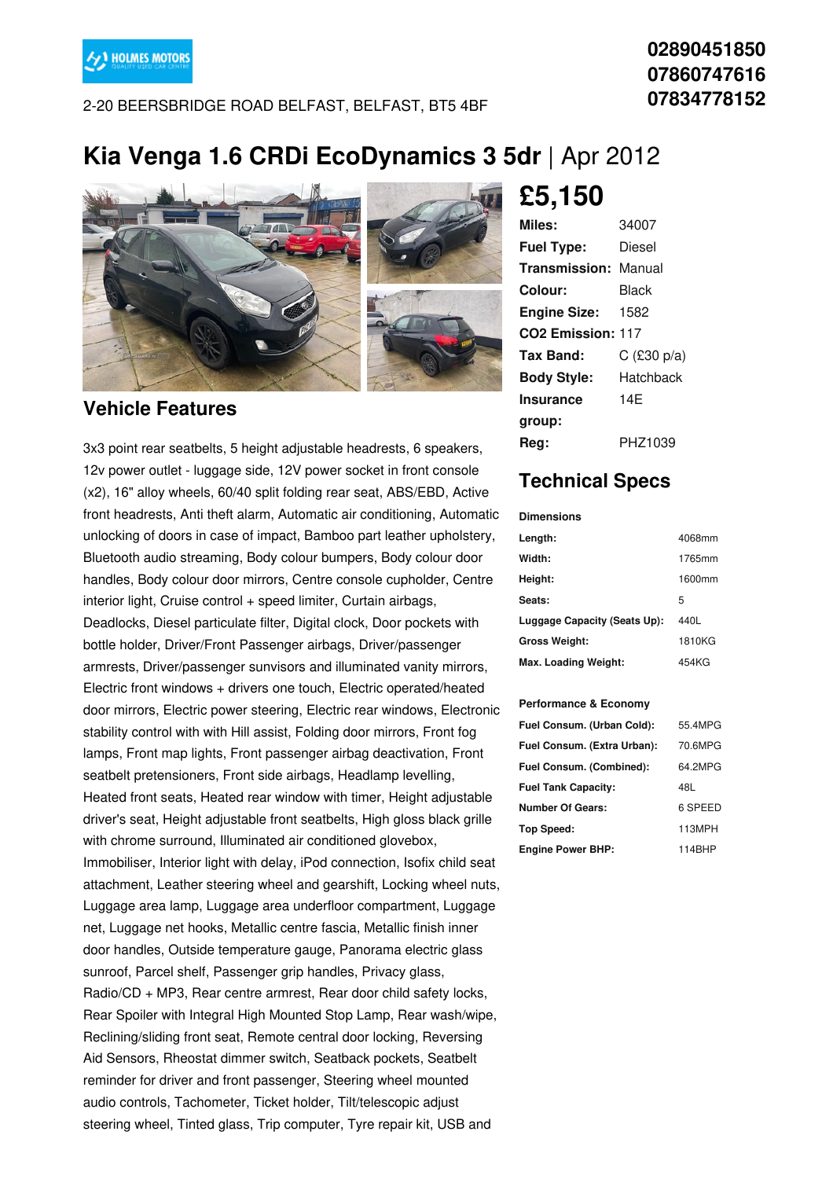HOLMES MOTORS

2-20 BEERSBRIDGE ROAD BELFAST, BELFAST, BT5 4BF

**02890451850**
**07860747616**
**07834778152**

# Kia Venga 1.6 CRDi EcoDynamics 3 5dr | Apr 2012

## £5,150

| | |
|---|---|
| **Miles:** | 34007 |
| **Fuel Type:** | Diesel |
| **Transmission:** | Manual |
| **Colour:** | Black |
| **Engine Size:** | 1582 |
| **CO2 Emission:** | 117 |
| **Tax Band:** | C (£30 p/a) |
| **Body Style:** | Hatchback |
| **Insurance group:** | 14E |
| **Reg:** | PHZ1039 |

## Vehicle Features

3x3 point rear seatbelts, 5 height adjustable headrests, 6 speakers, 12v power outlet - luggage side, 12V power socket in front console (x2), 16" alloy wheels, 60/40 split folding rear seat, ABS/EBD, Active front headrests, Anti theft alarm, Automatic air conditioning, Automatic unlocking of doors in case of impact, Bamboo part leather upholstery, Bluetooth audio streaming, Body colour bumpers, Body colour door handles, Body colour door mirrors, Centre console cupholder, Centre interior light, Cruise control + speed limiter, Curtain airbags, Deadlocks, Diesel particulate filter, Digital clock, Door pockets with bottle holder, Driver/Front Passenger airbags, Driver/passenger armrests, Driver/passenger sunvisors and illuminated vanity mirrors, Electric front windows + drivers one touch, Electric operated/heated door mirrors, Electric power steering, Electric rear windows, Electronic stability control with Hill assist, Folding door mirrors, Front fog lamps, Front map lights, Front passenger airbag deactivation, Front seatbelt pretensioners, Front side airbags, Headlamp levelling, Heated front seats, Heated rear window with timer, Height adjustable driver's seat, Height adjustable front seatbelts, High gloss black grille with chrome surround, Illuminated air conditioned glovebox, Immobiliser, Interior light with delay, iPod connection, Isofix child seat attachment, Leather steering wheel and gearshift, Locking wheel nuts, Luggage area lamp, Luggage area underfloor compartment, Luggage net, Luggage net hooks, Metallic centre fascia, Metallic finish inner door handles, Outside temperature gauge, Panorama electric glass sunroof, Parcel shelf, Passenger grip handles, Privacy glass, Radio/CD + MP3, Rear centre armrest, Rear door child safety locks, Rear Spoiler with Integral High Mounted Stop Lamp, Rear wash/wipe, Reclining/sliding front seat, Remote central door locking, Reversing Aid Sensors, Rheostat dimmer switch, Seatback pockets, Seatbelt reminder for driver and front passenger, Steering wheel mounted audio controls, Tachometer, Ticket holder, Tilt/telescopic adjust steering wheel, Tinted glass, Trip computer, Tyre repair kit, USB and

## Technical Specs

**Dimensions**

| | |
|---|---|
| **Length:** | 4068mm |
| **Width:** | 1765mm |
| **Height:** | 1600mm |
| **Seats:** | 5 |
| **Luggage Capacity (Seats Up):** | 440L |
| **Gross Weight:** | 1810KG |
| **Max. Loading Weight:** | 454KG |

**Performance & Economy**

| | |
|---|---|
| **Fuel Consum. (Urban Cold):** | 55.4MPG |
| **Fuel Consum. (Extra Urban):** | 70.6MPG |
| **Fuel Consum. (Combined):** | 64.2MPG |
| **Fuel Tank Capacity:** | 48L |
| **Number Of Gears:** | 6 SPEED |
| **Top Speed:** | 113MPH |
| **Engine Power BHP:** | 114BHP |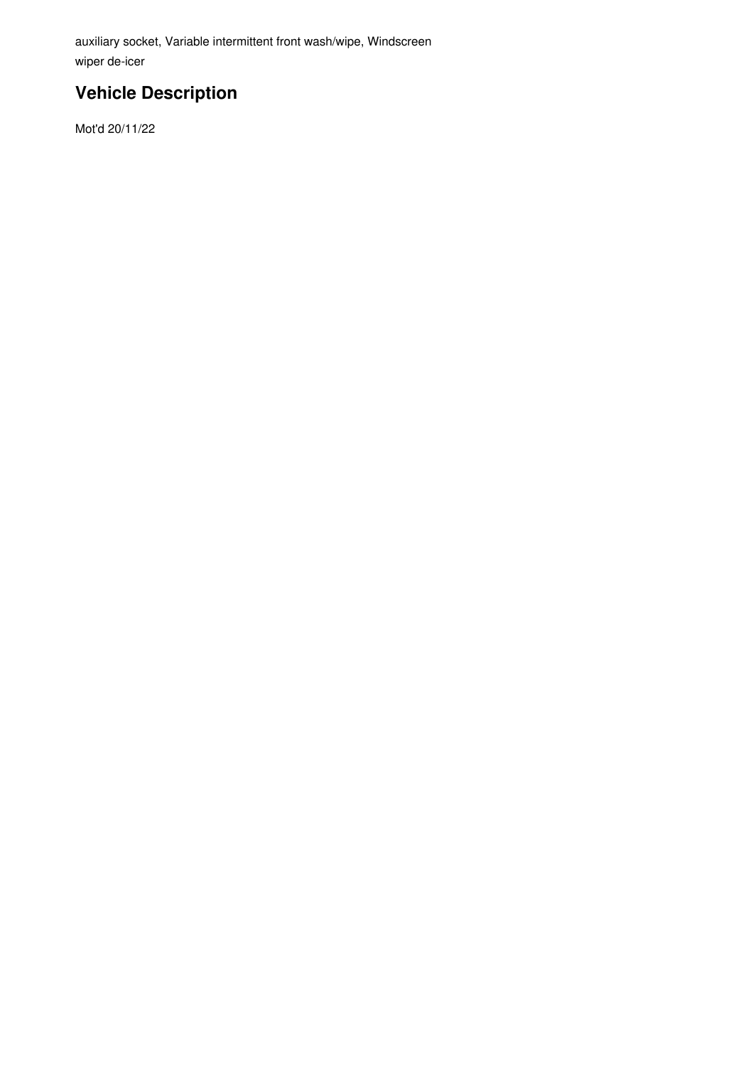auxiliary socket, Variable intermittent front wash/wipe, Windscreen wiper de-icer

## Vehicle Description

Mot'd 20/11/22